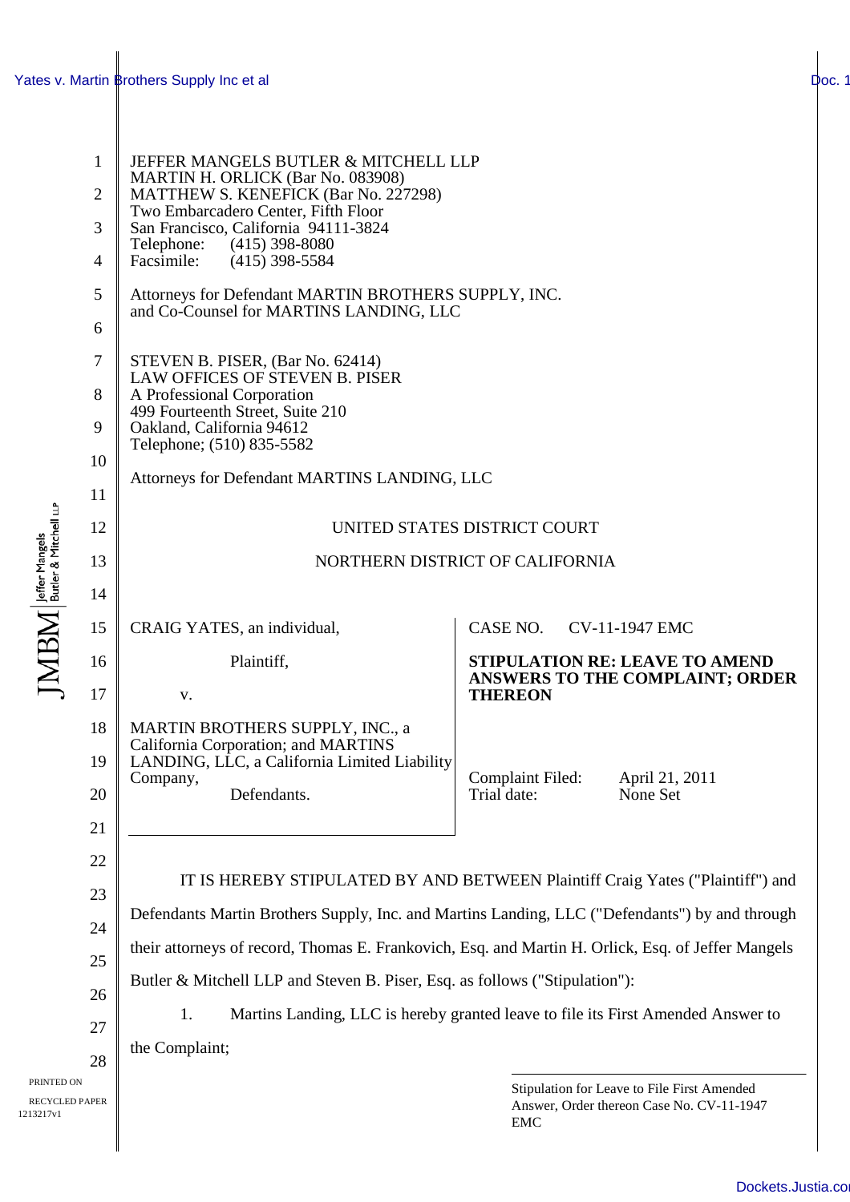JEFFER MANGELS BUTLER & MITCHELL LLP
MARTIN H. ORLICK (Bar No. 083908)
MATTHEW S. KENEFICK (Bar No. 227298)
Two Embarcadero Center, Fifth Floor
San Francisco, California 94111-3824
Telephone: (415) 398-8080
Facsimile: (415) 398-5584

Attorneys for Defendant MARTIN BROTHERS SUPPLY, INC.
and Co-Counsel for MARTINS LANDING, LLC

STEVEN B. PISER, (Bar No. 62414)
LAW OFFICES OF STEVEN B. PISER
A Professional Corporation
499 Fourteenth Street, Suite 210
Oakland, California 94612
Telephone; (510) 835-5582

Attorneys for Defendant MARTINS LANDING, LLC

UNITED STATES DISTRICT COURT

NORTHERN DISTRICT OF CALIFORNIA

CRAIG YATES, an individual,

Plaintiff,

v.

MARTIN BROTHERS SUPPLY, INC., a California Corporation; and MARTINS LANDING, LLC, a California Limited Liability Company,

Defendants.

CASE NO. CV-11-1947 EMC

**STIPULATION RE: LEAVE TO AMEND ANSWERS TO THE COMPLAINT; ORDER THEREON**

Complaint Filed: April 21, 2011
Trial date: None Set

IT IS HEREBY STIPULATED BY AND BETWEEN Plaintiff Craig Yates ("Plaintiff") and Defendants Martin Brothers Supply, Inc. and Martins Landing, LLC ("Defendants") by and through their attorneys of record, Thomas E. Frankovich, Esq. and Martin H. Orlick, Esq. of Jeffer Mangels Butler & Mitchell LLP and Steven B. Piser, Esq. as follows ("Stipulation"):

1. Martins Landing, LLC is hereby granted leave to file its First Amended Answer to the Complaint;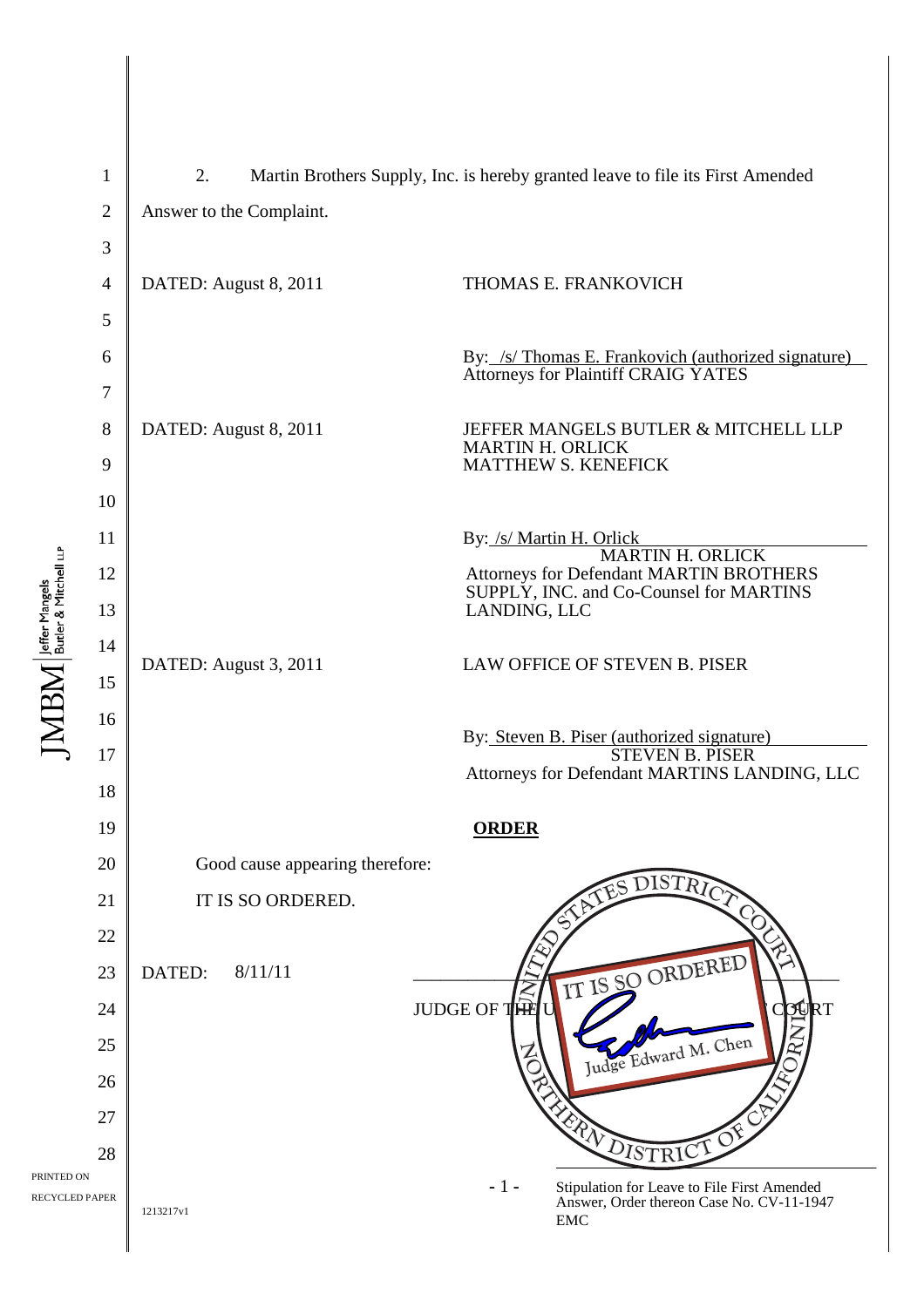2. Martin Brothers Supply, Inc. is hereby granted leave to file its First Amended Answer to the Complaint.

DATED: August 8, 2011

THOMAS E. FRANKOVICH

By: /s/ Thomas E. Frankovich (authorized signature)
Attorneys for Plaintiff CRAIG YATES

DATED: August 8, 2011

JEFFER MANGELS BUTLER & MITCHELL LLP
MARTIN H. ORLICK
MATTHEW S. KENEFICK

By: /s/ Martin H. Orlick
MARTIN H. ORLICK
Attorneys for Defendant MARTIN BROTHERS SUPPLY, INC. and Co-Counsel for MARTINS LANDING, LLC

DATED: August 3, 2011

LAW OFFICE OF STEVEN B. PISER

By: Steven B. Piser (authorized signature)
STEVEN B. PISER
Attorneys for Defendant MARTINS LANDING, LLC

**ORDER**

Good cause appearing therefore:

IT IS SO ORDERED.

DATED: 8/11/11

UNITED STATES DISTRICT COURT
NORTHERN DISTRICT OF CALIFORNIA
IT IS SO ORDERED
Judge Edward M. Chen

JUDGE OF THE UNITED STATES DISTRICT COURT

Stipulation for Leave to File First Amended Answer, Order thereon Case No. CV-11-1947 EMC

1213217v1